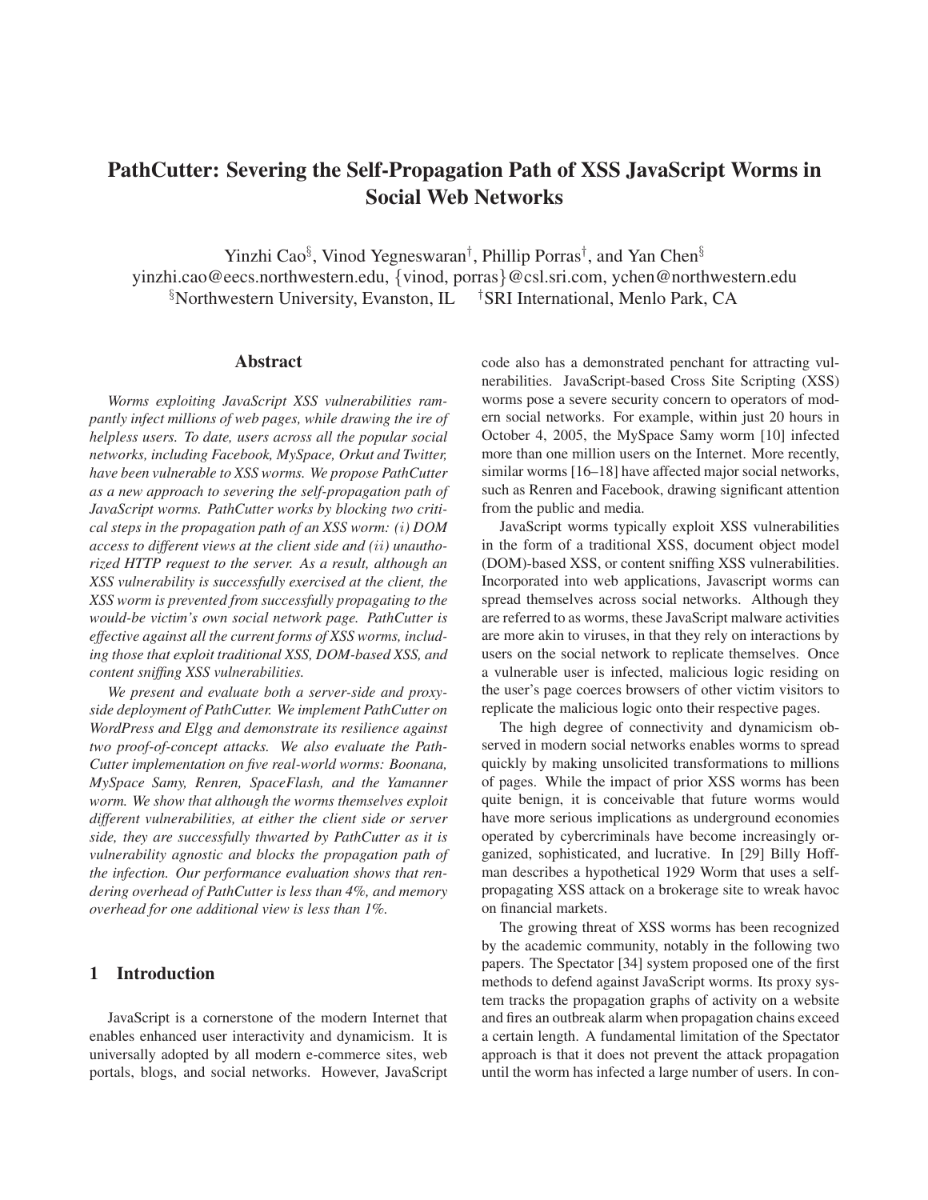# PathCutter: Severing the Self-Propagation Path of XSS JavaScript Worms in Social Web Networks

Yinzhi Cao[§], Vinod Yegneswaran[†], Phillip Porras[†], and Yan Chen[§]

yinzhi.cao@eecs.northwestern.edu, {vinod, porras}@csl.sri.com, ychen@northwestern.edu

[§]Northwestern University, Evanston, IL [†]SRI International, Menlo Park, CA

## Abstract

*Worms exploiting JavaScript XSS vulnerabilities rampantly infect millions of web pages, while drawing the ire of helpless users. To date, users across all the popular social networks, including Facebook, MySpace, Orkut and Twitter, have been vulnerable to XSS worms. We propose PathCutter as a new approach to severing the self-propagation path of JavaScript worms. PathCutter works by blocking two critical steps in the propagation path of an XSS worm: (i) DOM access to different views at the client side and (ii) unauthorized HTTP request to the server. As a result, although an XSS vulnerability is successfully exercised at the client, the XSS worm is prevented from successfully propagating to the would-be victim's own social network page. PathCutter is effective against all the current forms of XSS worms, including those that exploit traditional XSS, DOM-based XSS, and content sniffing XSS vulnerabilities.*

*We present and evaluate both a server-side and proxy-side deployment of PathCutter. We implement PathCutter on WordPress and Elgg and demonstrate its resilience against two proof-of-concept attacks. We also evaluate the PathCutter implementation on five real-world worms: Boonana, MySpace Samy, Renren, SpaceFlash, and the Yamanner worm. We show that although the worms themselves exploit different vulnerabilities, at either the client side or server side, they are successfully thwarted by PathCutter as it is vulnerability agnostic and blocks the propagation path of the infection. Our performance evaluation shows that rendering overhead of PathCutter is less than 4%, and memory overhead for one additional view is less than 1%.*

## 1 Introduction

JavaScript is a cornerstone of the modern Internet that enables enhanced user interactivity and dynamicism. It is universally adopted by all modern e-commerce sites, web portals, blogs, and social networks. However, JavaScript code also has a demonstrated penchant for attracting vulnerabilities. JavaScript-based Cross Site Scripting (XSS) worms pose a severe security concern to operators of modern social networks. For example, within just 20 hours in October 4, 2005, the MySpace Samy worm [10] infected more than one million users on the Internet. More recently, similar worms [16–18] have affected major social networks, such as Renren and Facebook, drawing significant attention from the public and media.

JavaScript worms typically exploit XSS vulnerabilities in the form of a traditional XSS, document object model (DOM)-based XSS, or content sniffing XSS vulnerabilities. Incorporated into web applications, Javascript worms can spread themselves across social networks. Although they are referred to as worms, these JavaScript malware activities are more akin to viruses, in that they rely on interactions by users on the social network to replicate themselves. Once a vulnerable user is infected, malicious logic residing on the user's page coerces browsers of other victim visitors to replicate the malicious logic onto their respective pages.

The high degree of connectivity and dynamicism observed in modern social networks enables worms to spread quickly by making unsolicited transformations to millions of pages. While the impact of prior XSS worms has been quite benign, it is conceivable that future worms would have more serious implications as underground economies operated by cybercriminals have become increasingly organized, sophisticated, and lucrative. In [29] Billy Hoffman describes a hypothetical 1929 Worm that uses a self-propagating XSS attack on a brokerage site to wreak havoc on financial markets.

The growing threat of XSS worms has been recognized by the academic community, notably in the following two papers. The Spectator [34] system proposed one of the first methods to defend against JavaScript worms. Its proxy system tracks the propagation graphs of activity on a website and fires an outbreak alarm when propagation chains exceed a certain length. A fundamental limitation of the Spectator approach is that it does not prevent the attack propagation until the worm has infected a large number of users. In con-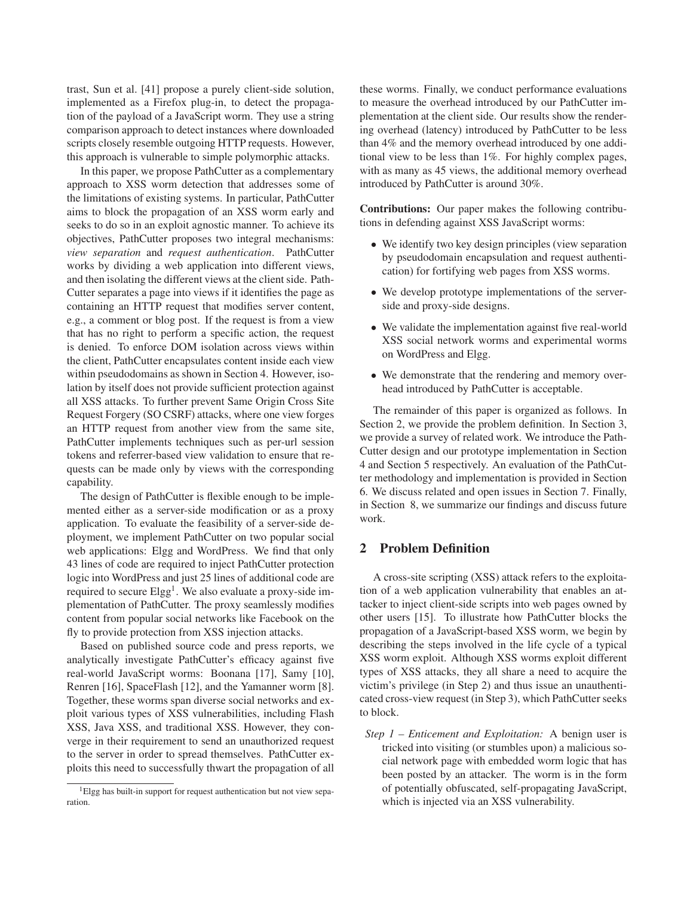trast, Sun et al. [41] propose a purely client-side solution, implemented as a Firefox plug-in, to detect the propagation of the payload of a JavaScript worm. They use a string comparison approach to detect instances where downloaded scripts closely resemble outgoing HTTP requests. However, this approach is vulnerable to simple polymorphic attacks.

In this paper, we propose PathCutter as a complementary approach to XSS worm detection that addresses some of the limitations of existing systems. In particular, PathCutter aims to block the propagation of an XSS worm early and seeks to do so in an exploit agnostic manner. To achieve its objectives, PathCutter proposes two integral mechanisms: *view separation* and *request authentication*. PathCutter works by dividing a web application into different views, and then isolating the different views at the client side. PathCutter separates a page into views if it identifies the page as containing an HTTP request that modifies server content, e.g., a comment or blog post. If the request is from a view that has no right to perform a specific action, the request is denied. To enforce DOM isolation across views within the client, PathCutter encapsulates content inside each view within pseudodomains as shown in Section 4. However, isolation by itself does not provide sufficient protection against all XSS attacks. To further prevent Same Origin Cross Site Request Forgery (SO CSRF) attacks, where one view forges an HTTP request from another view from the same site, PathCutter implements techniques such as per-url session tokens and referrer-based view validation to ensure that requests can be made only by views with the corresponding capability.

The design of PathCutter is flexible enough to be implemented either as a server-side modification or as a proxy application. To evaluate the feasibility of a server-side deployment, we implement PathCutter on two popular social web applications: Elgg and WordPress. We find that only 43 lines of code are required to inject PathCutter protection logic into WordPress and just 25 lines of additional code are required to secure Elgg[1]. We also evaluate a proxy-side implementation of PathCutter. The proxy seamlessly modifies content from popular social networks like Facebook on the fly to provide protection from XSS injection attacks.

Based on published source code and press reports, we analytically investigate PathCutter's efficacy against five real-world JavaScript worms: Boonana [17], Samy [10], Renren [16], SpaceFlash [12], and the Yamanner worm [8]. Together, these worms span diverse social networks and exploit various types of XSS vulnerabilities, including Flash XSS, Java XSS, and traditional XSS. However, they converge in their requirement to send an unauthorized request to the server in order to spread themselves. PathCutter exploits this need to successfully thwart the propagation of all these worms. Finally, we conduct performance evaluations to measure the overhead introduced by our PathCutter implementation at the client side. Our results show the rendering overhead (latency) introduced by PathCutter to be less than 4% and the memory overhead introduced by one additional view to be less than 1%. For highly complex pages, with as many as 45 views, the additional memory overhead introduced by PathCutter is around 30%.

**Contributions:** Our paper makes the following contributions in defending against XSS JavaScript worms:

- We identify two key design principles (view separation by pseudodomain encapsulation and request authentication) for fortifying web pages from XSS worms.
- We develop prototype implementations of the server-side and proxy-side designs.
- We validate the implementation against five real-world XSS social network worms and experimental worms on WordPress and Elgg.
- We demonstrate that the rendering and memory overhead introduced by PathCutter is acceptable.

The remainder of this paper is organized as follows. In Section 2, we provide the problem definition. In Section 3, we provide a survey of related work. We introduce the PathCutter design and our prototype implementation in Section 4 and Section 5 respectively. An evaluation of the PathCutter methodology and implementation is provided in Section 6. We discuss related and open issues in Section 7. Finally, in Section 8, we summarize our findings and discuss future work.

## 2 Problem Definition

A cross-site scripting (XSS) attack refers to the exploitation of a web application vulnerability that enables an attacker to inject client-side scripts into web pages owned by other users [15]. To illustrate how PathCutter blocks the propagation of a JavaScript-based XSS worm, we begin by describing the steps involved in the life cycle of a typical XSS worm exploit. Although XSS worms exploit different types of XSS attacks, they all share a need to acquire the victim's privilege (in Step 2) and thus issue an unauthenticated cross-view request (in Step 3), which PathCutter seeks to block.

*Step 1 – Enticement and Exploitation:* A benign user is tricked into visiting (or stumbles upon) a malicious social network page with embedded worm logic that has been posted by an attacker. The worm is in the form of potentially obfuscated, self-propagating JavaScript, which is injected via an XSS vulnerability.

[1] Elgg has built-in support for request authentication but not view separation.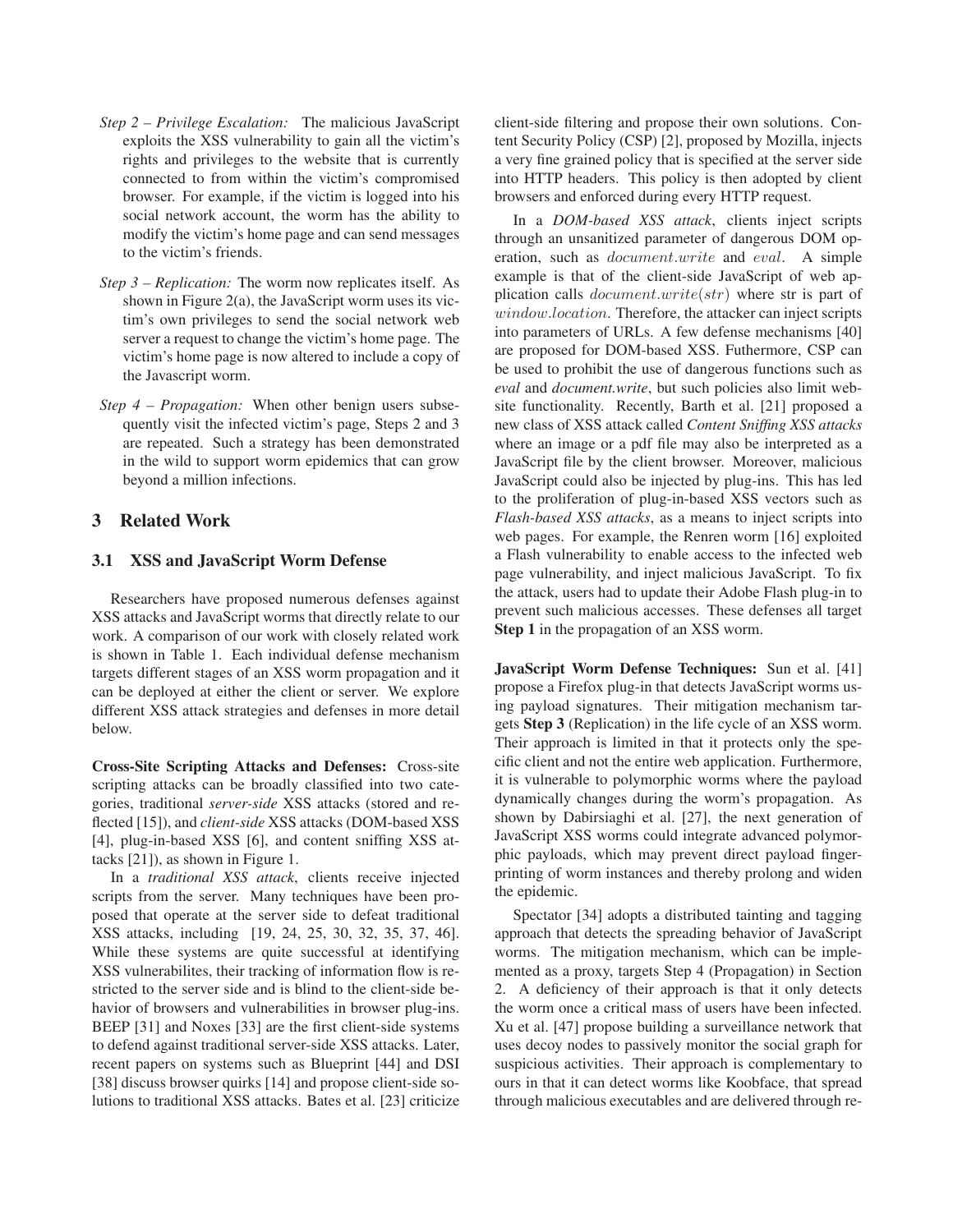*Step 2 – Privilege Escalation:* The malicious JavaScript exploits the XSS vulnerability to gain all the victim's rights and privileges to the website that is currently connected to from within the victim's compromised browser. For example, if the victim is logged into his social network account, the worm has the ability to modify the victim's home page and can send messages to the victim's friends.

*Step 3 – Replication:* The worm now replicates itself. As shown in Figure 2(a), the JavaScript worm uses its victim's own privileges to send the social network web server a request to change the victim's home page. The victim's home page is now altered to include a copy of the Javascript worm.

*Step 4 – Propagation:* When other benign users subsequently visit the infected victim's page, Steps 2 and 3 are repeated. Such a strategy has been demonstrated in the wild to support worm epidemics that can grow beyond a million infections.

## 3 Related Work

### 3.1 XSS and JavaScript Worm Defense

Researchers have proposed numerous defenses against XSS attacks and JavaScript worms that directly relate to our work. A comparison of our work with closely related work is shown in Table 1. Each individual defense mechanism targets different stages of an XSS worm propagation and it can be deployed at either the client or server. We explore different XSS attack strategies and defenses in more detail below.

**Cross-Site Scripting Attacks and Defenses:** Cross-site scripting attacks can be broadly classified into two categories, traditional *server-side* XSS attacks (stored and reflected [15]), and *client-side* XSS attacks (DOM-based XSS [4], plug-in-based XSS [6], and content sniffing XSS attacks [21]), as shown in Figure 1.

In a *traditional XSS attack*, clients receive injected scripts from the server. Many techniques have been proposed that operate at the server side to defeat traditional XSS attacks, including [19, 24, 25, 30, 32, 35, 37, 46]. While these systems are quite successful at identifying XSS vulnerabilites, their tracking of information flow is restricted to the server side and is blind to the client-side behavior of browsers and vulnerabilities in browser plug-ins. BEEP [31] and Noxes [33] are the first client-side systems to defend against traditional server-side XSS attacks. Later, recent papers on systems such as Blueprint [44] and DSI [38] discuss browser quirks [14] and propose client-side solutions to traditional XSS attacks. Bates et al. [23] criticize client-side filtering and propose their own solutions. Content Security Policy (CSP) [2], proposed by Mozilla, injects a very fine grained policy that is specified at the server side into HTTP headers. This policy is then adopted by client browsers and enforced during every HTTP request.

In a *DOM-based XSS attack*, clients inject scripts through an unsanitized parameter of dangerous DOM operation, such as $document.write$ and $eval$. A simple example is that of the client-side JavaScript of web application calls $document.write(str)$ where str is part of $window.location$. Therefore, the attacker can inject scripts into parameters of URLs. A few defense mechanisms [40] are proposed for DOM-based XSS. Futhermore, CSP can be used to prohibit the use of dangerous functions such as *eval* and *document.write*, but such policies also limit website functionality. Recently, Barth et al. [21] proposed a new class of XSS attack called *Content Sniffing XSS attacks* where an image or a pdf file may also be interpreted as a JavaScript file by the client browser. Moreover, malicious JavaScript could also be injected by plug-ins. This has led to the proliferation of plug-in-based XSS vectors such as *Flash-based XSS attacks*, as a means to inject scripts into web pages. For example, the Renren worm [16] exploited a Flash vulnerability to enable access to the infected web page vulnerability, and inject malicious JavaScript. To fix the attack, users had to update their Adobe Flash plug-in to prevent such malicious accesses. These defenses all target **Step 1** in the propagation of an XSS worm.

**JavaScript Worm Defense Techniques:** Sun et al. [41] propose a Firefox plug-in that detects JavaScript worms using payload signatures. Their mitigation mechanism targets **Step 3** (Replication) in the life cycle of an XSS worm. Their approach is limited in that it protects only the specific client and not the entire web application. Furthermore, it is vulnerable to polymorphic worms where the payload dynamically changes during the worm's propagation. As shown by Dabirsiaghi et al. [27], the next generation of JavaScript XSS worms could integrate advanced polymorphic payloads, which may prevent direct payload fingerprinting of worm instances and thereby prolong and widen the epidemic.

Spectator [34] adopts a distributed tainting and tagging approach that detects the spreading behavior of JavaScript worms. The mitigation mechanism, which can be implemented as a proxy, targets Step 4 (Propagation) in Section 2. A deficiency of their approach is that it only detects the worm once a critical mass of users have been infected. Xu et al. [47] propose building a surveillance network that uses decoy nodes to passively monitor the social graph for suspicious activities. Their approach is complementary to ours in that it can detect worms like Koobface, that spread through malicious executables and are delivered through re-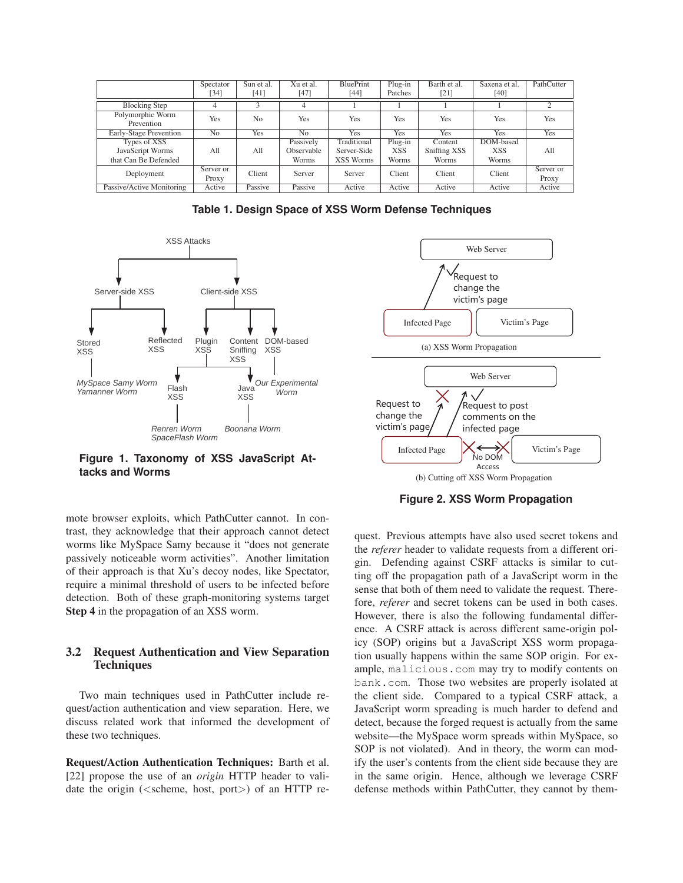| | Spectator [34] | Sun et al. [41] | Xu et al. [47] | BluePrint [44] | Plug-in Patches | Barth et al. [21] | Saxena et al. [40] | PathCutter |
|---|---|---|---|---|---|---|---|---|
| Blocking Step | 4 | 3 | 4 | 1 | 1 | 1 | 1 | 2 |
| Polymorphic Worm Prevention | Yes | No | Yes | Yes | Yes | Yes | Yes | Yes |
| Early-Stage Prevention | No | Yes | No | Yes | Yes | Yes | Yes | Yes |
| Types of XSS JavaScript Worms that Can Be Defended | All | All | Passively Observable Worms | Traditional Server-Side XSS Worms | Plug-in XSS Worms | Content Sniffing XSS Worms | DOM-based XSS Worms | All |
| Deployment | Server or Proxy | Client | Server | Server | Client | Client | Client | Server or Proxy |
| Passive/Active Monitoring | Active | Passive | Passive | Active | Active | Active | Active | Active |

**Table 1. Design Space of XSS Worm Defense Techniques**

**Figure 1. Taxonomy of XSS JavaScript Attacks and Worms**

**Figure 2. XSS Worm Propagation**

mote browser exploits, which PathCutter cannot. In contrast, they acknowledge that their approach cannot detect worms like MySpace Samy because it "does not generate passively noticeable worm activities". Another limitation of their approach is that Xu's decoy nodes, like Spectator, require a minimal threshold of users to be infected before detection. Both of these graph-monitoring systems target **Step 4** in the propagation of an XSS worm.

### 3.2 Request Authentication and View Separation Techniques

Two main techniques used in PathCutter include request/action authentication and view separation. Here, we discuss related work that informed the development of these two techniques.

**Request/Action Authentication Techniques:** Barth et al. [22] propose the use of an *origin* HTTP header to validate the origin (<scheme, host, port>) of an HTTP request. Previous attempts have also used secret tokens and the *referer* header to validate requests from a different origin. Defending against CSRF attacks is similar to cutting off the propagation path of a JavaScript worm in the sense that both of them need to validate the request. Therefore, *referer* and secret tokens can be used in both cases. However, there is also the following fundamental difference. A CSRF attack is across different same-origin policy (SOP) origins but a JavaScript XSS worm propagation usually happens within the same SOP origin. For example, `malicious.com` may try to modify contents on `bank.com`. Those two websites are properly isolated at the client side. Compared to a typical CSRF attack, a JavaScript worm spreading is much harder to defend and detect, because the forged request is actually from the same website—the MySpace worm spreads within MySpace, so SOP is not violated). And in theory, the worm can modify the user's contents from the client side because they are in the same origin. Hence, although we leverage CSRF defense methods within PathCutter, they cannot by them-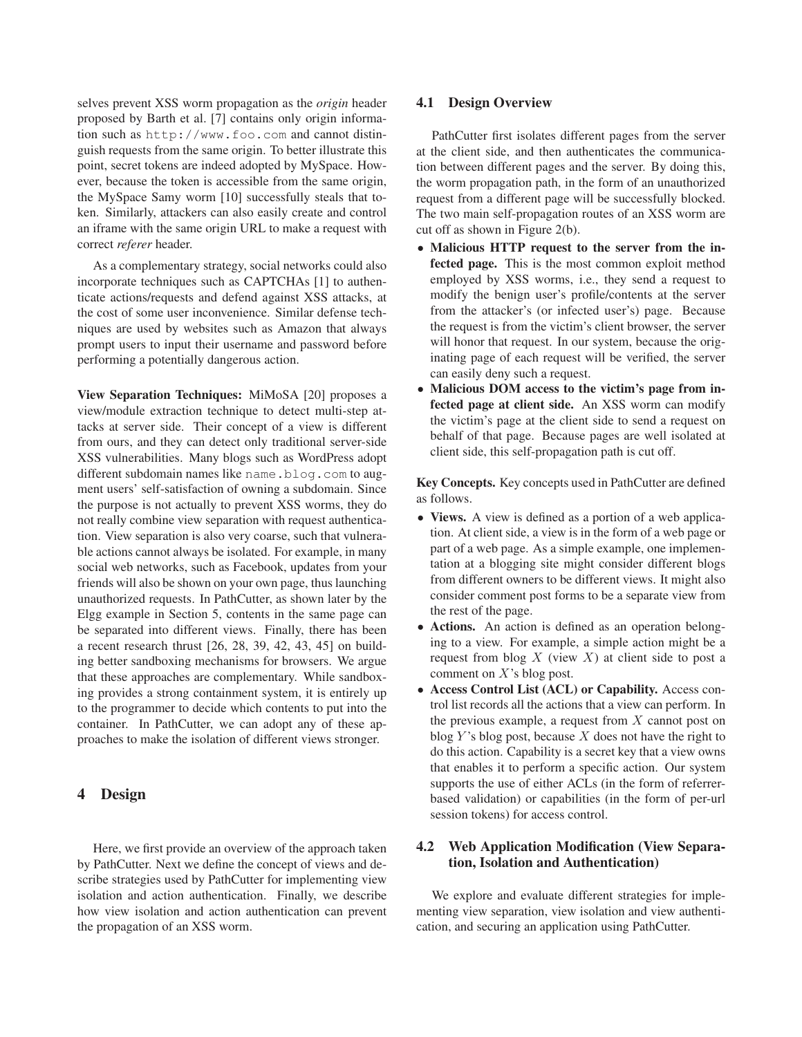selves prevent XSS worm propagation as the *origin* header proposed by Barth et al. [7] contains only origin information such as `http://www.foo.com` and cannot distinguish requests from the same origin. To better illustrate this point, secret tokens are indeed adopted by MySpace. However, because the token is accessible from the same origin, the MySpace Samy worm [10] successfully steals that token. Similarly, attackers can also easily create and control an iframe with the same origin URL to make a request with correct *referer* header.

As a complementary strategy, social networks could also incorporate techniques such as CAPTCHAs [1] to authenticate actions/requests and defend against XSS attacks, at the cost of some user inconvenience. Similar defense techniques are used by websites such as Amazon that always prompt users to input their username and password before performing a potentially dangerous action.

**View Separation Techniques:** MiMoSA [20] proposes a view/module extraction technique to detect multi-step attacks at server side. Their concept of a view is different from ours, and they can detect only traditional server-side XSS vulnerabilities. Many blogs such as WordPress adopt different subdomain names like `name.blog.com` to augment users' self-satisfaction of owning a subdomain. Since the purpose is not actually to prevent XSS worms, they do not really combine view separation with request authentication. View separation is also very coarse, such that vulnerable actions cannot always be isolated. For example, in many social web networks, such as Facebook, updates from your friends will also be shown on your own page, thus launching unauthorized requests. In PathCutter, as shown later by the Elgg example in Section 5, contents in the same page can be separated into different views. Finally, there has been a recent research thrust [26, 28, 39, 42, 43, 45] on building better sandboxing mechanisms for browsers. We argue that these approaches are complementary. While sandboxing provides a strong containment system, it is entirely up to the programmer to decide which contents to put into the container. In PathCutter, we can adopt any of these approaches to make the isolation of different views stronger.

# 4 Design

Here, we first provide an overview of the approach taken by PathCutter. Next we define the concept of views and describe strategies used by PathCutter for implementing view isolation and action authentication. Finally, we describe how view isolation and action authentication can prevent the propagation of an XSS worm.

## 4.1 Design Overview

PathCutter first isolates different pages from the server at the client side, and then authenticates the communication between different pages and the server. By doing this, the worm propagation path, in the form of an unauthorized request from a different page will be successfully blocked. The two main self-propagation routes of an XSS worm are cut off as shown in Figure 2(b).

- **Malicious HTTP request to the server from the infected page.** This is the most common exploit method employed by XSS worms, i.e., they send a request to modify the benign user's profile/contents at the server from the attacker's (or infected user's) page. Because the request is from the victim's client browser, the server will honor that request. In our system, because the originating page of each request will be verified, the server can easily deny such a request.
- **Malicious DOM access to the victim's page from infected page at client side.** An XSS worm can modify the victim's page at the client side to send a request on behalf of that page. Because pages are well isolated at client side, this self-propagation path is cut off.

**Key Concepts.** Key concepts used in PathCutter are defined as follows.

- **Views.** A view is defined as a portion of a web application. At client side, a view is in the form of a web page or part of a web page. As a simple example, one implementation at a blogging site might consider different blogs from different owners to be different views. It might also consider comment post forms to be a separate view from the rest of the page.
- **Actions.** An action is defined as an operation belonging to a view. For example, a simple action might be a request from blog $X$ (view $X$) at client side to post a comment on $X$'s blog post.
- **Access Control List (ACL) or Capability.** Access control list records all the actions that a view can perform. In the previous example, a request from $X$ cannot post on blog $Y$'s blog post, because $X$ does not have the right to do this action. Capability is a secret key that a view owns that enables it to perform a specific action. Our system supports the use of either ACLs (in the form of referrer-based validation) or capabilities (in the form of per-url session tokens) for access control.

## 4.2 Web Application Modification (View Separation, Isolation and Authentication)

We explore and evaluate different strategies for implementing view separation, view isolation and view authentication, and securing an application using PathCutter.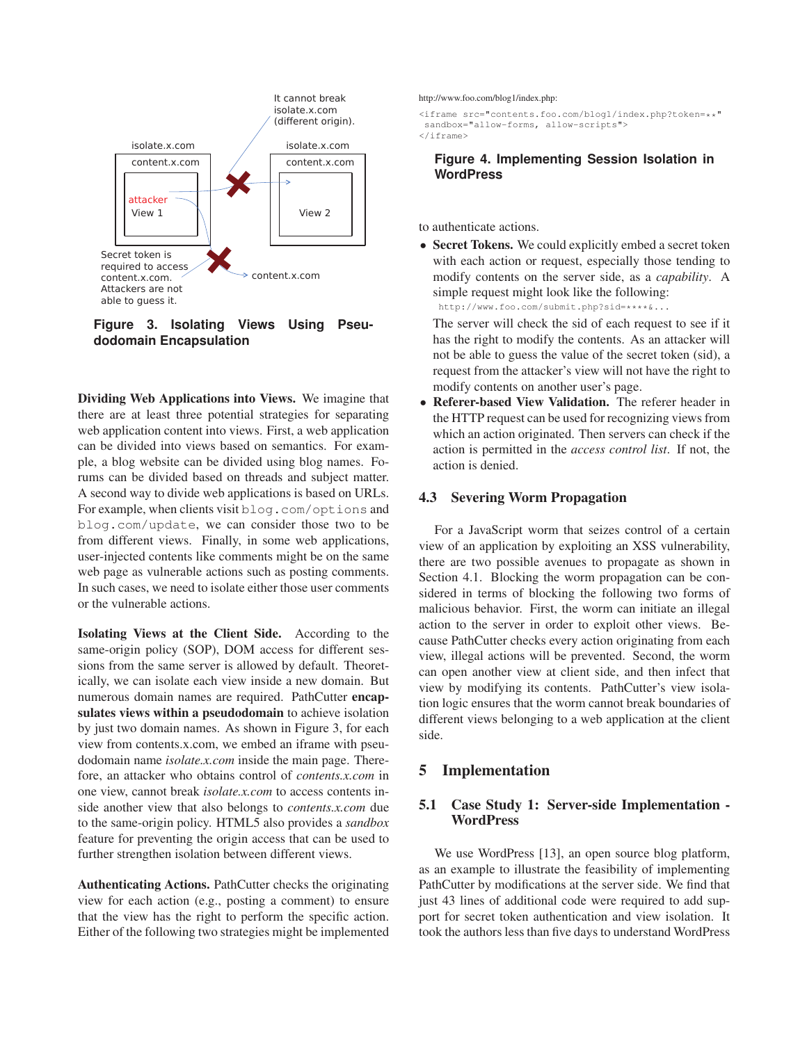It cannot break isolate.x.com (different origin).

isolate.x.com content.x.com attacker View 1

isolate.x.com content.x.com View 2

Secret token is required to access content.x.com. Attackers are not able to guess it.

content.x.com

**Figure 3. Isolating Views Using Pseudodomain Encapsulation**

**Dividing Web Applications into Views.** We imagine that there are at least three potential strategies for separating web application content into views. First, a web application can be divided into views based on semantics. For example, a blog website can be divided using blog names. Forums can be divided based on threads and subject matter. A second way to divide web applications is based on URLs. For example, when clients visit `blog.com/options` and `blog.com/update`, we can consider those two to be from different views. Finally, in some web applications, user-injected contents like comments might be on the same web page as vulnerable actions such as posting comments. In such cases, we need to isolate either those user comments or the vulnerable actions.

**Isolating Views at the Client Side.** According to the same-origin policy (SOP), DOM access for different sessions from the same server is allowed by default. Theoretically, we can isolate each view inside a new domain. But numerous domain names are required. PathCutter **encapsulates views within a pseudodomain** to achieve isolation by just two domain names. As shown in Figure 3, for each view from contents.x.com, we embed an iframe with pseudodomain name *isolate.x.com* inside the main page. Therefore, an attacker who obtains control of *contents.x.com* in one view, cannot break *isolate.x.com* to access contents inside another view that also belongs to *contents.x.com* due to the same-origin policy. HTML5 also provides a *sandbox* feature for preventing the origin access that can be used to further strengthen isolation between different views.

**Authenticating Actions.** PathCutter checks the originating view for each action (e.g., posting a comment) to ensure that the view has the right to perform the specific action. Either of the following two strategies might be implemented to authenticate actions.

http://www.foo.com/blog1/index.php:

```
<iframe src="contents.foo.com/blog1/index.php?token=**"
 sandbox="allow-forms, allow-scripts">
</iframe>
```

**Figure 4. Implementing Session Isolation in WordPress**

- **Secret Tokens.** We could explicitly embed a secret token with each action or request, especially those tending to modify contents on the server side, as a *capability*. A simple request might look like the following:
  `http://www.foo.com/submit.php?sid=****&...`
  The server will check the sid of each request to see if it has the right to modify the contents. As an attacker will not be able to guess the value of the secret token (sid), a request from the attacker's view will not have the right to modify contents on another user's page.
- **Referer-based View Validation.** The referer header in the HTTP request can be used for recognizing views from which an action originated. Then servers can check if the action is permitted in the *access control list*. If not, the action is denied.

### 4.3 Severing Worm Propagation

For a JavaScript worm that seizes control of a certain view of an application by exploiting an XSS vulnerability, there are two possible avenues to propagate as shown in Section 4.1. Blocking the worm propagation can be considered in terms of blocking the following two forms of malicious behavior. First, the worm can initiate an illegal action to the server in order to exploit other views. Because PathCutter checks every action originating from each view, illegal actions will be prevented. Second, the worm can open another view at client side, and then infect that view by modifying its contents. PathCutter's view isolation logic ensures that the worm cannot break boundaries of different views belonging to a web application at the client side.

## 5 Implementation

### 5.1 Case Study 1: Server-side Implementation - WordPress

We use WordPress [13], an open source blog platform, as an example to illustrate the feasibility of implementing PathCutter by modifications at the server side. We find that just 43 lines of additional code were required to add support for secret token authentication and view isolation. It took the authors less than five days to understand WordPress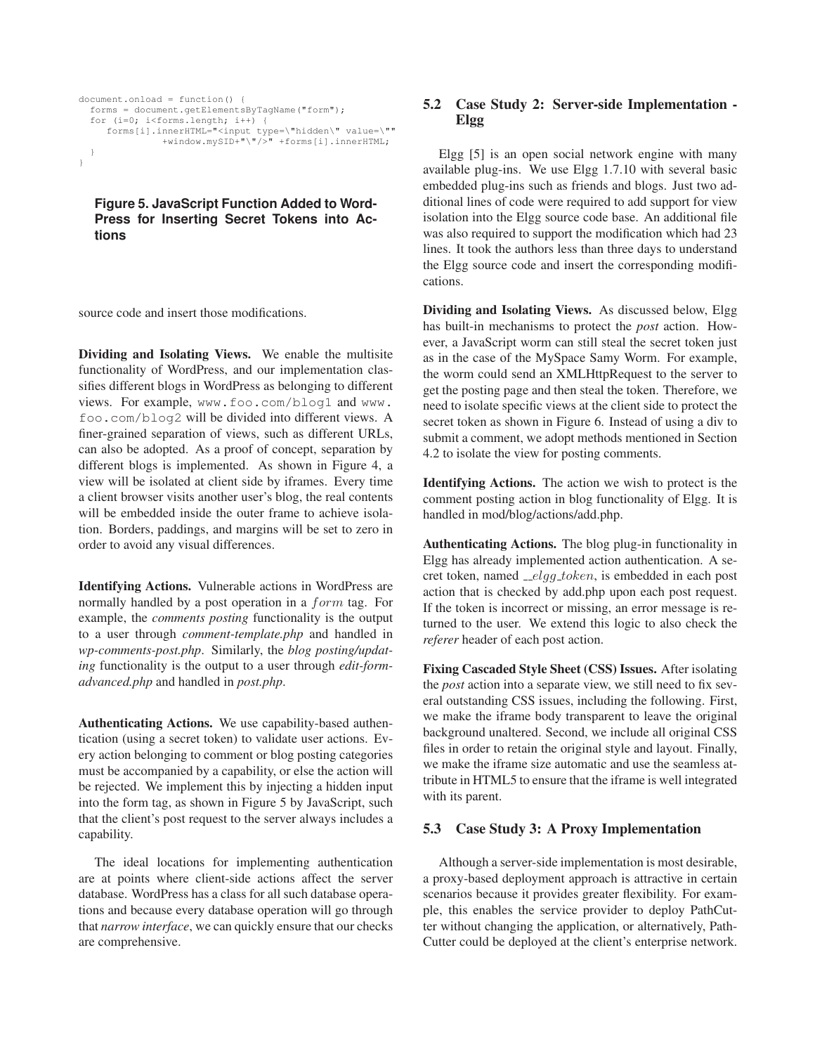```
document.onload = function() {
  forms = document.getElementsByTagName("form");
  for (i=0; i<forms.length; i++) {
     forms[i].innerHTML="<input type=\"hidden\" value=\""
               +window.mySID+"\"/>" +forms[i].innerHTML;
  }
}
```

**Figure 5. JavaScript Function Added to WordPress for Inserting Secret Tokens into Actions**

source code and insert those modifications.

**Dividing and Isolating Views.** We enable the multisite functionality of WordPress, and our implementation classifies different blogs in WordPress as belonging to different views. For example, `www.foo.com/blog1` and `www.foo.com/blog2` will be divided into different views. A finer-grained separation of views, such as different URLs, can also be adopted. As a proof of concept, separation by different blogs is implemented. As shown in Figure 4, a view will be isolated at client side by iframes. Every time a client browser visits another user's blog, the real contents will be embedded inside the outer frame to achieve isolation. Borders, paddings, and margins will be set to zero in order to avoid any visual differences.

**Identifying Actions.** Vulnerable actions in WordPress are normally handled by a post operation in a $form$ tag. For example, the *comments posting* functionality is the output to a user through *comment-template.php* and handled in *wp-comments-post.php*. Similarly, the *blog posting/updating* functionality is the output to a user through *edit-form-advanced.php* and handled in *post.php*.

**Authenticating Actions.** We use capability-based authentication (using a secret token) to validate user actions. Every action belonging to comment or blog posting categories must be accompanied by a capability, or else the action will be rejected. We implement this by injecting a hidden input into the form tag, as shown in Figure 5 by JavaScript, such that the client's post request to the server always includes a capability.

The ideal locations for implementing authentication are at points where client-side actions affect the server database. WordPress has a class for all such database operations and because every database operation will go through that *narrow interface*, we can quickly ensure that our checks are comprehensive.

## 5.2 Case Study 2: Server-side Implementation - Elgg

Elgg [5] is an open social network engine with many available plug-ins. We use Elgg 1.7.10 with several basic embedded plug-ins such as friends and blogs. Just two additional lines of code were required to add support for view isolation into the Elgg source code base. An additional file was also required to support the modification which had 23 lines. It took the authors less than three days to understand the Elgg source code and insert the corresponding modifications.

**Dividing and Isolating Views.** As discussed below, Elgg has built-in mechanisms to protect the *post* action. However, a JavaScript worm can still steal the secret token just as in the case of the MySpace Samy Worm. For example, the worm could send an XMLHttpRequest to the server to get the posting page and then steal the token. Therefore, we need to isolate specific views at the client side to protect the secret token as shown in Figure 6. Instead of using a div to submit a comment, we adopt methods mentioned in Section 4.2 to isolate the view for posting comments.

**Identifying Actions.** The action we wish to protect is the comment posting action in blog functionality of Elgg. It is handled in mod/blog/actions/add.php.

**Authenticating Actions.** The blog plug-in functionality in Elgg has already implemented action authentication. A secret token, named $\_\_elgg\_token$, is embedded in each post action that is checked by add.php upon each post request. If the token is incorrect or missing, an error message is returned to the user. We extend this logic to also check the *referer* header of each post action.

**Fixing Cascaded Style Sheet (CSS) Issues.** After isolating the *post* action into a separate view, we still need to fix several outstanding CSS issues, including the following. First, we make the iframe body transparent to leave the original background unaltered. Second, we include all original CSS files in order to retain the original style and layout. Finally, we make the iframe size automatic and use the seamless attribute in HTML5 to ensure that the iframe is well integrated with its parent.

## 5.3 Case Study 3: A Proxy Implementation

Although a server-side implementation is most desirable, a proxy-based deployment approach is attractive in certain scenarios because it provides greater flexibility. For example, this enables the service provider to deploy PathCutter without changing the application, or alternatively, PathCutter could be deployed at the client's enterprise network.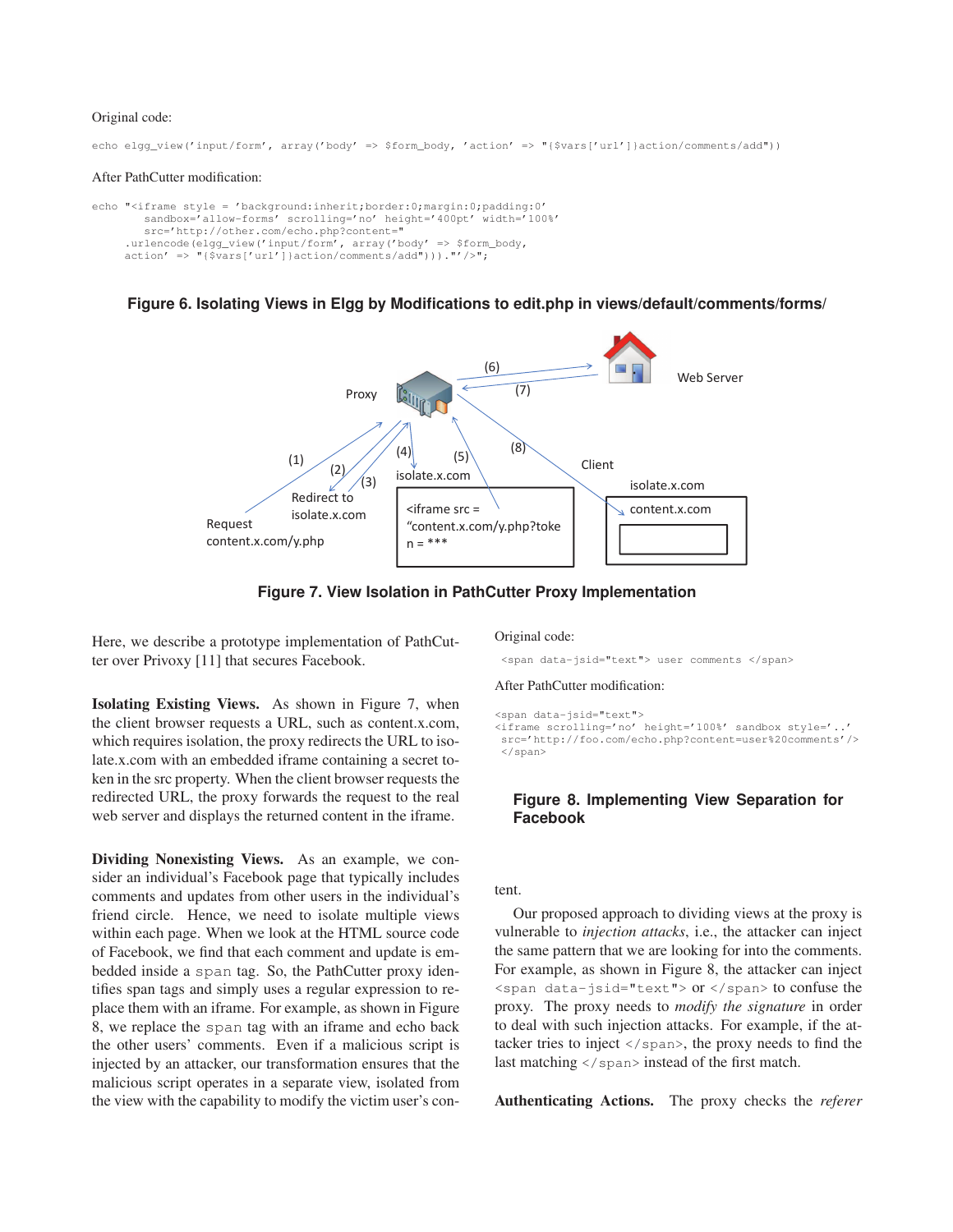Original code:

```
echo elgg_view('input/form', array('body' => $form_body, 'action' => "{$vars['url']}action/comments/add"))
```

After PathCutter modification:

```
echo "<iframe style = 'background:inherit;border:0;margin:0;padding:0'
        sandbox='allow-forms' scrolling='no' height='400pt' width='100%'
        src='http://other.com/echo.php?content="
     .urlencode(elgg_view('input/form', array('body' => $form_body,
     action' => "{$vars['url']}action/comments/add"))).."'/>";
```

**Figure 6. Isolating Views in Elgg by Modifications to edit.php in views/default/comments/forms/**

**Figure 7. View Isolation in PathCutter Proxy Implementation**

Here, we describe a prototype implementation of PathCutter over Privoxy [11] that secures Facebook.

**Isolating Existing Views.** As shown in Figure 7, when the client browser requests a URL, such as content.x.com, which requires isolation, the proxy redirects the URL to isolate.x.com with an embedded iframe containing a secret token in the src property. When the client browser requests the redirected URL, the proxy forwards the request to the real web server and displays the returned content in the iframe.

**Dividing Nonexisting Views.** As an example, we consider an individual's Facebook page that typically includes comments and updates from other users in the individual's friend circle. Hence, we need to isolate multiple views within each page. When we look at the HTML source code of Facebook, we find that each comment and update is embedded inside a `span` tag. So, the PathCutter proxy identifies span tags and simply uses a regular expression to replace them with an iframe. For example, as shown in Figure 8, we replace the `span` tag with an iframe and echo back the other users' comments. Even if a malicious script is injected by an attacker, our transformation ensures that the malicious script operates in a separate view, isolated from the view with the capability to modify the victim user's content.

Original code:

```
<span data-jsid="text"> user comments </span>
```

After PathCutter modification:

```
<span data-jsid="text">
<iframe scrolling='no' height='100%' sandbox style='..'
 src='http://foo.com/echo.php?content=user%20comments'/>
 </span>
```

**Figure 8. Implementing View Separation for Facebook**

Our proposed approach to dividing views at the proxy is vulnerable to *injection attacks*, i.e., the attacker can inject the same pattern that we are looking for into the comments. For example, as shown in Figure 8, the attacker can inject `<span data-jsid="text">` or `</span>` to confuse the proxy. The proxy needs to *modify the signature* in order to deal with such injection attacks. For example, if the attacker tries to inject `</span>`, the proxy needs to find the last matching `</span>` instead of the first match.

**Authenticating Actions.** The proxy checks the *referer*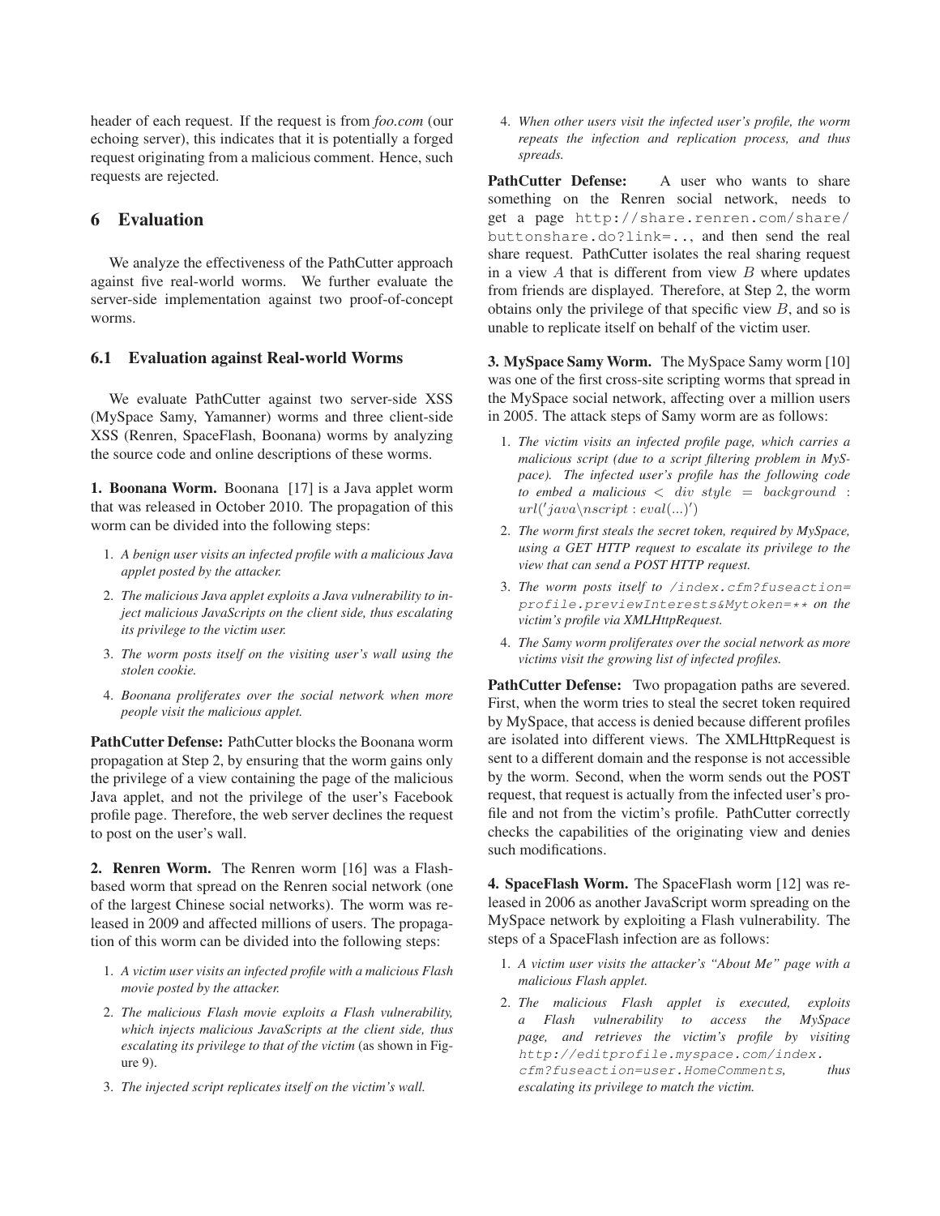header of each request. If the request is from *foo.com* (our echoing server), this indicates that it is potentially a forged request originating from a malicious comment. Hence, such requests are rejected.

## 6 Evaluation

We analyze the effectiveness of the PathCutter approach against five real-world worms. We further evaluate the server-side implementation against two proof-of-concept worms.

### 6.1 Evaluation against Real-world Worms

We evaluate PathCutter against two server-side XSS (MySpace Samy, Yamanner) worms and three client-side XSS (Renren, SpaceFlash, Boonana) worms by analyzing the source code and online descriptions of these worms.

**1. Boonana Worm.** Boonana [17] is a Java applet worm that was released in October 2010. The propagation of this worm can be divided into the following steps:

1. *A benign user visits an infected profile with a malicious Java applet posted by the attacker.*
2. *The malicious Java applet exploits a Java vulnerability to inject malicious JavaScripts on the client side, thus escalating its privilege to the victim user.*
3. *The worm posts itself on the visiting user's wall using the stolen cookie.*
4. *Boonana proliferates over the social network when more people visit the malicious applet.*

**PathCutter Defense:** PathCutter blocks the Boonana worm propagation at Step 2, by ensuring that the worm gains only the privilege of a view containing the page of the malicious Java applet, and not the privilege of the user's Facebook profile page. Therefore, the web server declines the request to post on the user's wall.

**2. Renren Worm.** The Renren worm [16] was a Flash-based worm that spread on the Renren social network (one of the largest Chinese social networks). The worm was released in 2009 and affected millions of users. The propagation of this worm can be divided into the following steps:

1. *A victim user visits an infected profile with a malicious Flash movie posted by the attacker.*
2. *The malicious Flash movie exploits a Flash vulnerability, which injects malicious JavaScripts at the client side, thus escalating its privilege to that of the victim* (as shown in Figure 9).
3. *The injected script replicates itself on the victim's wall.*
4. *When other users visit the infected user's profile, the worm repeats the infection and replication process, and thus spreads.*

**PathCutter Defense:** A user who wants to share something on the Renren social network, needs to get a page `http://share.renren.com/share/buttonshare.do?link=..`, and then send the real share request. PathCutter isolates the real sharing request in a view $A$ that is different from view $B$ where updates from friends are displayed. Therefore, at Step 2, the worm obtains only the privilege of that specific view $B$, and so is unable to replicate itself on behalf of the victim user.

**3. MySpace Samy Worm.** The MySpace Samy worm [10] was one of the first cross-site scripting worms that spread in the MySpace social network, affecting over a million users in 2005. The attack steps of Samy worm are as follows:

1. *The victim visits an infected profile page, which carries a malicious script (due to a script filtering problem in MySpace). The infected user's profile has the following code to embed a malicious* $< div\ style\ =\ background\ :\ url('java\backslash nscript : eval(...)')$
2. *The worm first steals the secret token, required by MySpace, using a GET HTTP request to escalate its privilege to the view that can send a POST HTTP request.*
3. *The worm posts itself to* `/index.cfm?fuseaction=profile.previewInterests&Mytoken=**` *on the victim's profile via XMLHttpRequest.*
4. *The Samy worm proliferates over the social network as more victims visit the growing list of infected profiles.*

**PathCutter Defense:** Two propagation paths are severed. First, when the worm tries to steal the secret token required by MySpace, that access is denied because different profiles are isolated into different views. The XMLHttpRequest is sent to a different domain and the response is not accessible by the worm. Second, when the worm sends out the POST request, that request is actually from the infected user's profile and not from the victim's profile. PathCutter correctly checks the capabilities of the originating view and denies such modifications.

**4. SpaceFlash Worm.** The SpaceFlash worm [12] was released in 2006 as another JavaScript worm spreading on the MySpace network by exploiting a Flash vulnerability. The steps of a SpaceFlash infection are as follows:

1. *A victim user visits the attacker's "About Me" page with a malicious Flash applet.*
2. *The malicious Flash applet is executed, exploits a Flash vulnerability to access the MySpace page, and retrieves the victim's profile by visiting* `http://editprofile.myspace.com/index.cfm?fuseaction=user.HomeComments`*, thus escalating its privilege to match the victim.*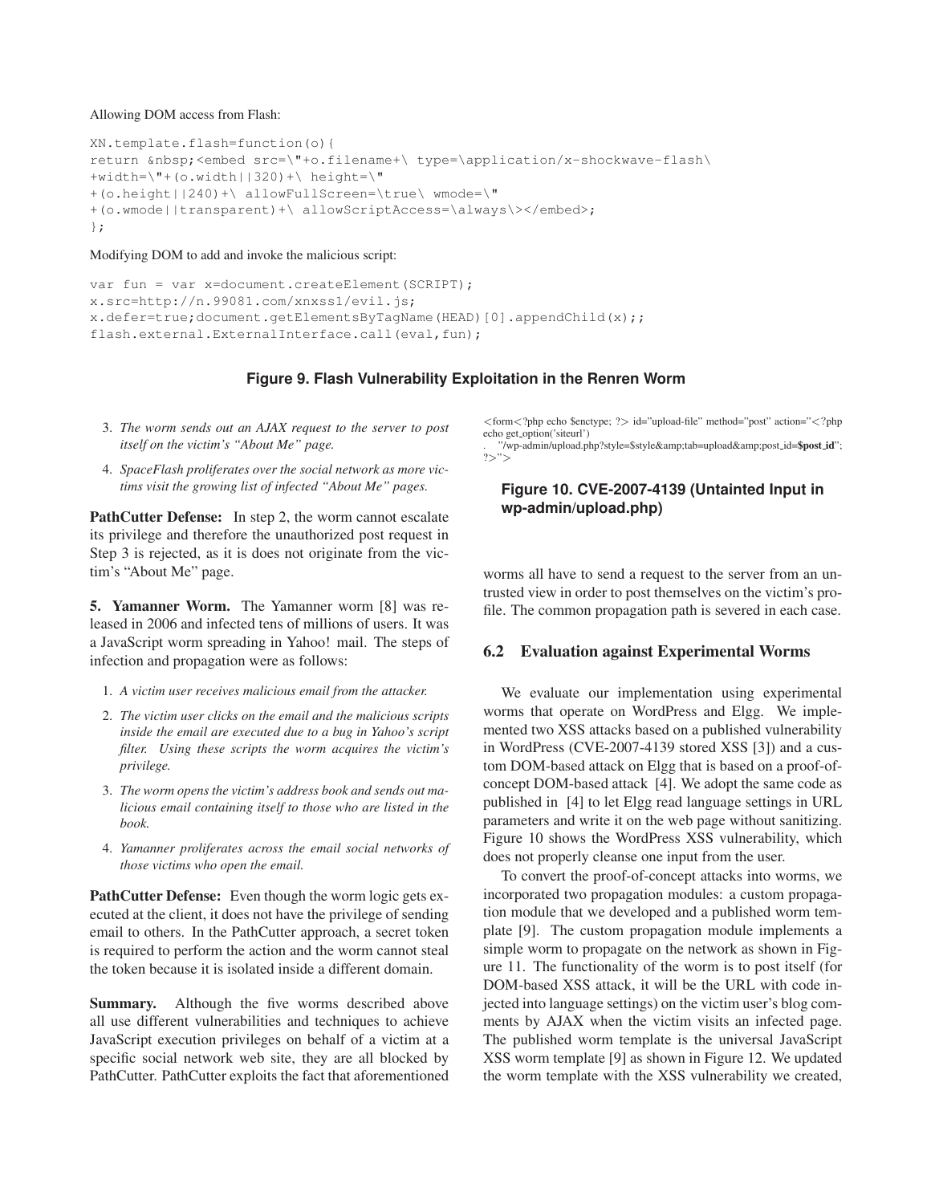Allowing DOM access from Flash:

```
XN.template.flash=function(o){
return &nbsp;<embed src=\"+o.filename+\ type=\application/x-shockwave-flash\
+width=\"+(o.width||320)+\ height=\"
+(o.height||240)+\ allowFullScreen=\true\ wmode=\"
+(o.wmode||transparent)+\ allowScriptAccess=\always\></embed>;
};
```

Modifying DOM to add and invoke the malicious script:

```
var fun = var x=document.createElement(SCRIPT);
x.src=http://n.99081.com/xnxss1/evil.js;
x.defer=true;document.getElementsByTagName(HEAD)[0].appendChild(x);;
flash.external.ExternalInterface.call(eval,fun);
```

**Figure 9. Flash Vulnerability Exploitation in the Renren Worm**

3. *The worm sends out an AJAX request to the server to post itself on the victim's "About Me" page.*
4. *SpaceFlash proliferates over the social network as more victims visit the growing list of infected "About Me" pages.*

**PathCutter Defense:** In step 2, the worm cannot escalate its privilege and therefore the unauthorized post request in Step 3 is rejected, as it is does not originate from the victim's "About Me" page.

**5. Yamanner Worm.** The Yamanner worm [8] was released in 2006 and infected tens of millions of users. It was a JavaScript worm spreading in Yahoo! mail. The steps of infection and propagation were as follows:

1. *A victim user receives malicious email from the attacker.*
2. *The victim user clicks on the email and the malicious scripts inside the email are executed due to a bug in Yahoo's script filter. Using these scripts the worm acquires the victim's privilege.*
3. *The worm opens the victim's address book and sends out malicious email containing itself to those who are listed in the book.*
4. *Yamanner proliferates across the email social networks of those victims who open the email.*

**PathCutter Defense:** Even though the worm logic gets executed at the client, it does not have the privilege of sending email to others. In the PathCutter approach, a secret token is required to perform the action and the worm cannot steal the token because it is isolated inside a different domain.

**Summary.** Although the five worms described above all use different vulnerabilities and techniques to achieve JavaScript execution privileges on behalf of a victim at a specific social network web site, they are all blocked by PathCutter. PathCutter exploits the fact that aforementioned worms all have to send a request to the server from an untrusted view in order to post themselves on the victim's profile. The common propagation path is severed in each case.

```
<form<?php echo $enctype; ?> id="upload-file" method="post" action="<?php
echo get_option('siteurl')
. "/wp-admin/upload.php?style=$style&amp;tab=upload&amp;post_id=$post_id";
?>">
```

**Figure 10. CVE-2007-4139 (Untainted Input in wp-admin/upload.php)**

## 6.2 Evaluation against Experimental Worms

We evaluate our implementation using experimental worms that operate on WordPress and Elgg. We implemented two XSS attacks based on a published vulnerability in WordPress (CVE-2007-4139 stored XSS [3]) and a custom DOM-based attack on Elgg that is based on a proof-of-concept DOM-based attack [4]. We adopt the same code as published in [4] to let Elgg read language settings in URL parameters and write it on the web page without sanitizing. Figure 10 shows the WordPress XSS vulnerability, which does not properly cleanse one input from the user.

To convert the proof-of-concept attacks into worms, we incorporated two propagation modules: a custom propagation module that we developed and a published worm template [9]. The custom propagation module implements a simple worm to propagate on the network as shown in Figure 11. The functionality of the worm is to post itself (for DOM-based XSS attack, it will be the URL with code injected into language settings) on the victim user's blog comments by AJAX when the victim visits an infected page. The published worm template is the universal JavaScript XSS worm template [9] as shown in Figure 12. We updated the worm template with the XSS vulnerability we created,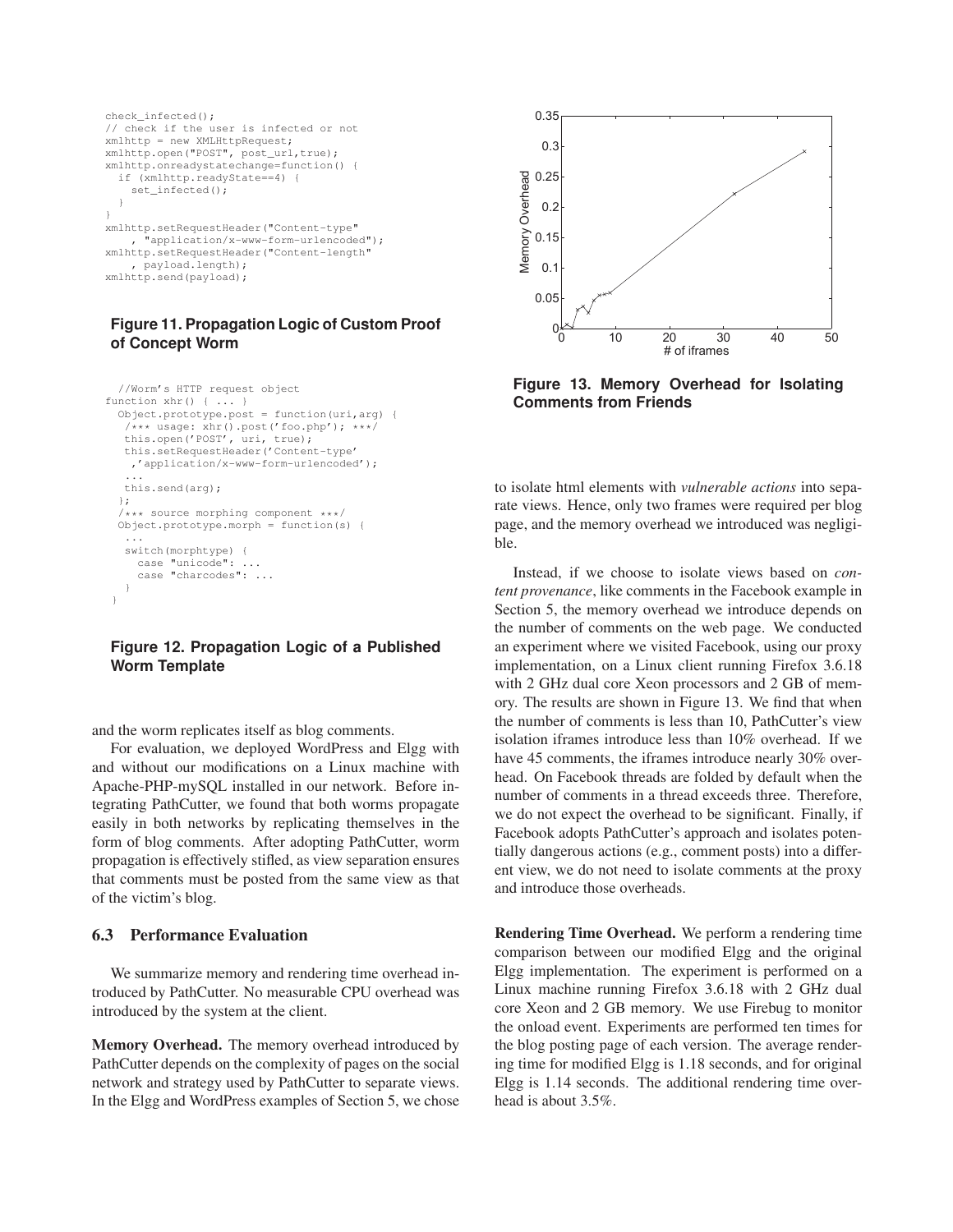```
check_infected();
// check if the user is infected or not
xmlhttp = new XMLHttpRequest;
xmlhttp.open("POST", post_url,true);
xmlhttp.onreadystatechange=function() {
  if (xmlhttp.readyState==4) {
    set_infected();
  }
}
xmlhttp.setRequestHeader("Content-type"
    , "application/x-www-form-urlencoded");
xmlhttp.setRequestHeader("Content-length"
    , payload.length);
xmlhttp.send(payload);
```

**Figure 11. Propagation Logic of Custom Proof of Concept Worm**

```
  //Worm's HTTP request object
function xhr() { ... }
  Object.prototype.post = function(uri,arg) {
   /*** usage: xhr().post('foo.php'); ***/
   this.open('POST', uri, true);
   this.setRequestHeader('Content-type'
    ,'application/x-www-form-urlencoded');
   ...
   this.send(arg);
  };
  /*** source morphing component ***/
  Object.prototype.morph = function(s) {
   ...
   switch(morphtype) {
     case "unicode": ...
     case "charcodes": ...
   }
 }
```

**Figure 12. Propagation Logic of a Published Worm Template**

and the worm replicates itself as blog comments.

For evaluation, we deployed WordPress and Elgg with and without our modifications on a Linux machine with Apache-PHP-mySQL installed in our network. Before integrating PathCutter, we found that both worms propagate easily in both networks by replicating themselves in the form of blog comments. After adopting PathCutter, worm propagation is effectively stifled, as view separation ensures that comments must be posted from the same view as that of the victim's blog.

### 6.3 Performance Evaluation

We summarize memory and rendering time overhead introduced by PathCutter. No measurable CPU overhead was introduced by the system at the client.

**Memory Overhead.** The memory overhead introduced by PathCutter depends on the complexity of pages on the social network and strategy used by PathCutter to separate views. In the Elgg and WordPress examples of Section 5, we chose to isolate html elements with *vulnerable actions* into separate views. Hence, only two frames were required per blog page, and the memory overhead we introduced was negligible.

**Figure 13. Memory Overhead for Isolating Comments from Friends**

Instead, if we choose to isolate views based on *content provenance*, like comments in the Facebook example in Section 5, the memory overhead we introduce depends on the number of comments on the web page. We conducted an experiment where we visited Facebook, using our proxy implementation, on a Linux client running Firefox 3.6.18 with 2 GHz dual core Xeon processors and 2 GB of memory. The results are shown in Figure 13. We find that when the number of comments is less than 10, PathCutter's view isolation iframes introduce less than 10% overhead. If we have 45 comments, the iframes introduce nearly 30% overhead. On Facebook threads are folded by default when the number of comments in a thread exceeds three. Therefore, we do not expect the overhead to be significant. Finally, if Facebook adopts PathCutter's approach and isolates potentially dangerous actions (e.g., comment posts) into a different view, we do not need to isolate comments at the proxy and introduce those overheads.

**Rendering Time Overhead.** We perform a rendering time comparison between our modified Elgg and the original Elgg implementation. The experiment is performed on a Linux machine running Firefox 3.6.18 with 2 GHz dual core Xeon and 2 GB memory. We use Firebug to monitor the onload event. Experiments are performed ten times for the blog posting page of each version. The average rendering time for modified Elgg is 1.18 seconds, and for original Elgg is 1.14 seconds. The additional rendering time overhead is about 3.5%.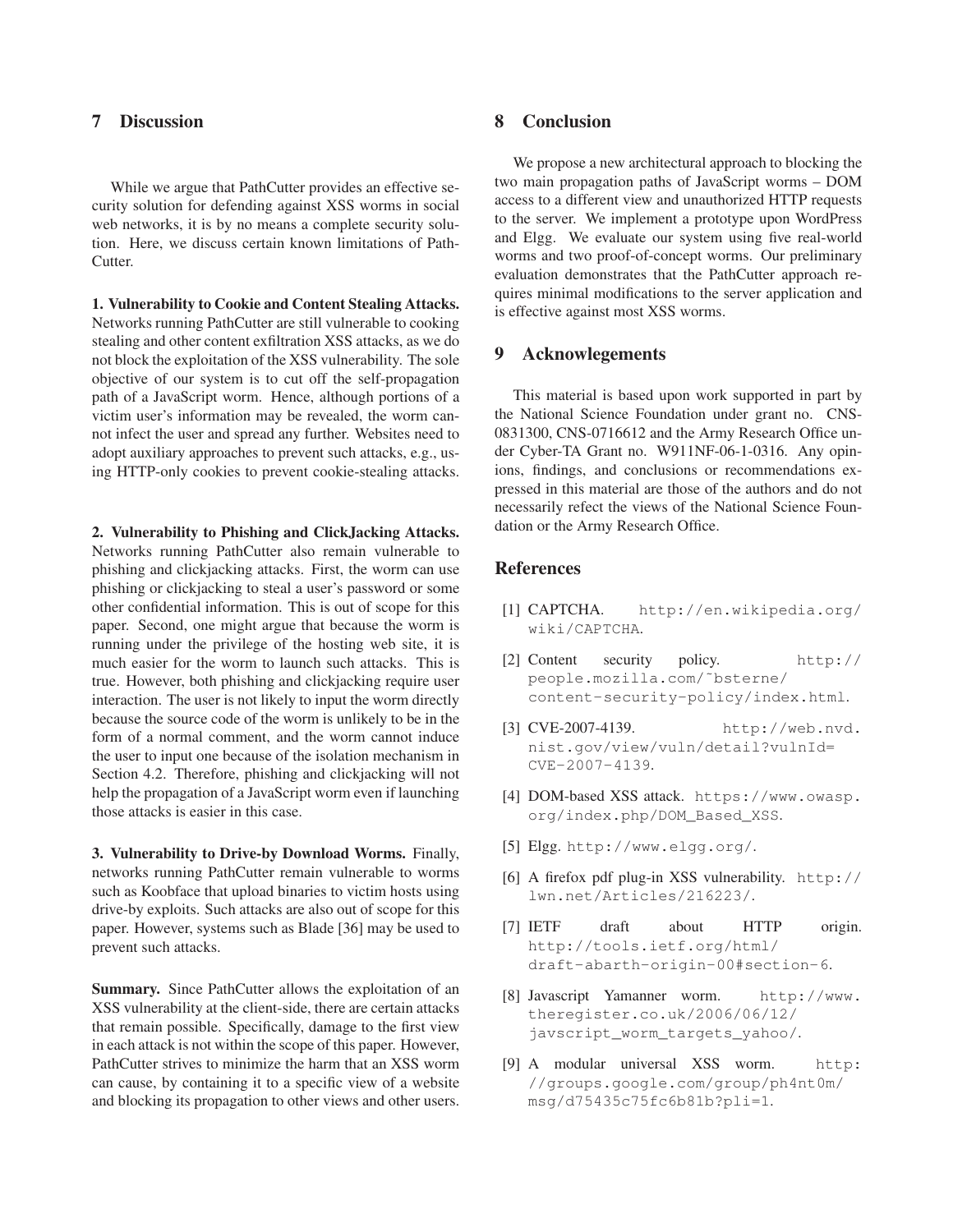## 7 Discussion

While we argue that PathCutter provides an effective security solution for defending against XSS worms in social web networks, it is by no means a complete security solution. Here, we discuss certain known limitations of PathCutter.

**1. Vulnerability to Cookie and Content Stealing Attacks.** Networks running PathCutter are still vulnerable to cooking stealing and other content exfiltration XSS attacks, as we do not block the exploitation of the XSS vulnerability. The sole objective of our system is to cut off the self-propagation path of a JavaScript worm. Hence, although portions of a victim user's information may be revealed, the worm cannot infect the user and spread any further. Websites need to adopt auxiliary approaches to prevent such attacks, e.g., using HTTP-only cookies to prevent cookie-stealing attacks.

**2. Vulnerability to Phishing and ClickJacking Attacks.** Networks running PathCutter also remain vulnerable to phishing and clickjacking attacks. First, the worm can use phishing or clickjacking to steal a user's password or some other confidential information. This is out of scope for this paper. Second, one might argue that because the worm is running under the privilege of the hosting web site, it is much easier for the worm to launch such attacks. This is true. However, both phishing and clickjacking require user interaction. The user is not likely to input the worm directly because the source code of the worm is unlikely to be in the form of a normal comment, and the worm cannot induce the user to input one because of the isolation mechanism in Section 4.2. Therefore, phishing and clickjacking will not help the propagation of a JavaScript worm even if launching those attacks is easier in this case.

**3. Vulnerability to Drive-by Download Worms.** Finally, networks running PathCutter remain vulnerable to worms such as Koobface that upload binaries to victim hosts using drive-by exploits. Such attacks are also out of scope for this paper. However, systems such as Blade [36] may be used to prevent such attacks.

**Summary.** Since PathCutter allows the exploitation of an XSS vulnerability at the client-side, there are certain attacks that remain possible. Specifically, damage to the first view in each attack is not within the scope of this paper. However, PathCutter strives to minimize the harm that an XSS worm can cause, by containing it to a specific view of a website and blocking its propagation to other views and other users.

## 8 Conclusion

We propose a new architectural approach to blocking the two main propagation paths of JavaScript worms – DOM access to a different view and unauthorized HTTP requests to the server. We implement a prototype upon WordPress and Elgg. We evaluate our system using five real-world worms and two proof-of-concept worms. Our preliminary evaluation demonstrates that the PathCutter approach requires minimal modifications to the server application and is effective against most XSS worms.

## 9 Acknowlegements

This material is based upon work supported in part by the National Science Foundation under grant no. CNS-0831300, CNS-0716612 and the Army Research Office under Cyber-TA Grant no. W911NF-06-1-0316. Any opinions, findings, and conclusions or recommendations expressed in this material are those of the authors and do not necessarily refect the views of the National Science Foundation or the Army Research Office.

## References

[1] CAPTCHA. http://en.wikipedia.org/wiki/CAPTCHA.

[2] Content security policy. http://people.mozilla.com/~bsterne/content-security-policy/index.html.

[3] CVE-2007-4139. http://web.nvd.nist.gov/view/vuln/detail?vulnId=CVE-2007-4139.

[4] DOM-based XSS attack. https://www.owasp.org/index.php/DOM_Based_XSS.

[5] Elgg. http://www.elgg.org/.

[6] A firefox pdf plug-in XSS vulnerability. http://lwn.net/Articles/216223/.

[7] IETF draft about HTTP origin. http://tools.ietf.org/html/draft-abarth-origin-00#section-6.

[8] Javascript Yamanner worm. http://www.theregister.co.uk/2006/06/12/javscript_worm_targets_yahoo/.

[9] A modular universal XSS worm. http://groups.google.com/group/ph4nt0m/msg/d75435c75fc6b81b?pli=1.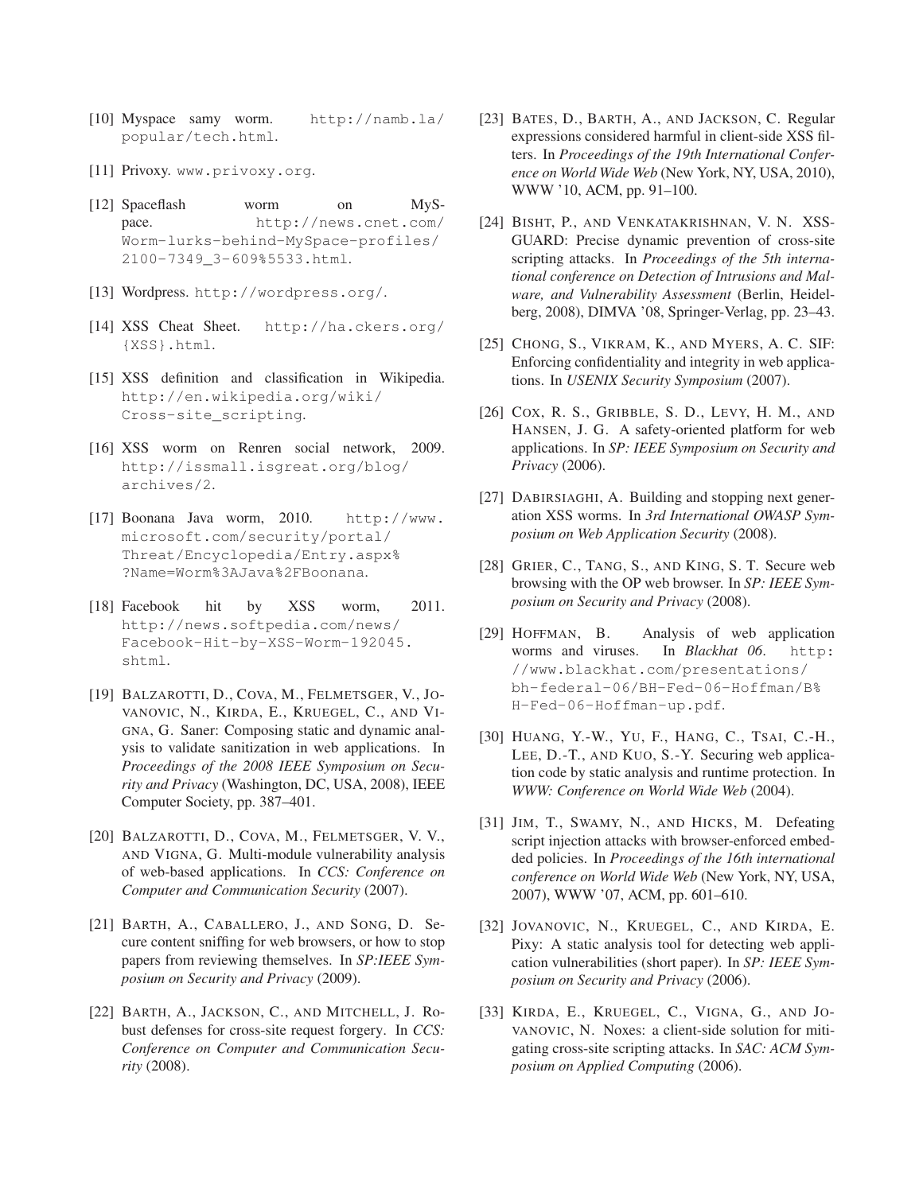[10] Myspace samy worm. http://namb.la/popular/tech.html.

[11] Privoxy. www.privoxy.org.

[12] Spaceflash worm on MySpace. http://news.cnet.com/Worm-lurks-behind-MySpace-profiles/2100-7349_3-609%5533.html.

[13] Wordpress. http://wordpress.org/.

[14] XSS Cheat Sheet. http://ha.ckers.org/{XSS}.html.

[15] XSS definition and classification in Wikipedia. http://en.wikipedia.org/wiki/Cross-site_scripting.

[16] XSS worm on Renren social network, 2009. http://issmall.isgreat.org/blog/archives/2.

[17] Boonana Java worm, 2010. http://www.microsoft.com/security/portal/Threat/Encyclopedia/Entry.aspx%?Name=Worm%3AJava%2FBoonana.

[18] Facebook hit by XSS worm, 2011. http://news.softpedia.com/news/Facebook-Hit-by-XSS-Worm-192045.shtml.

[19] BALZAROTTI, D., COVA, M., FELMETSGER, V., JOVANOVIC, N., KIRDA, E., KRUEGEL, C., AND VIGNA, G. Saner: Composing static and dynamic analysis to validate sanitization in web applications. In *Proceedings of the 2008 IEEE Symposium on Security and Privacy* (Washington, DC, USA, 2008), IEEE Computer Society, pp. 387–401.

[20] BALZAROTTI, D., COVA, M., FELMETSGER, V. V., AND VIGNA, G. Multi-module vulnerability analysis of web-based applications. In *CCS: Conference on Computer and Communication Security* (2007).

[21] BARTH, A., CABALLERO, J., AND SONG, D. Secure content sniffing for web browsers, or how to stop papers from reviewing themselves. In *SP:IEEE Symposium on Security and Privacy* (2009).

[22] BARTH, A., JACKSON, C., AND MITCHELL, J. Robust defenses for cross-site request forgery. In *CCS: Conference on Computer and Communication Security* (2008).

[23] BATES, D., BARTH, A., AND JACKSON, C. Regular expressions considered harmful in client-side XSS filters. In *Proceedings of the 19th International Conference on World Wide Web* (New York, NY, USA, 2010), WWW '10, ACM, pp. 91–100.

[24] BISHT, P., AND VENKATAKRISHNAN, V. N. XSS-GUARD: Precise dynamic prevention of cross-site scripting attacks. In *Proceedings of the 5th international conference on Detection of Intrusions and Malware, and Vulnerability Assessment* (Berlin, Heidelberg, 2008), DIMVA '08, Springer-Verlag, pp. 23–43.

[25] CHONG, S., VIKRAM, K., AND MYERS, A. C. SIF: Enforcing confidentiality and integrity in web applications. In *USENIX Security Symposium* (2007).

[26] COX, R. S., GRIBBLE, S. D., LEVY, H. M., AND HANSEN, J. G. A safety-oriented platform for web applications. In *SP: IEEE Symposium on Security and Privacy* (2006).

[27] DABIRSIAGHI, A. Building and stopping next generation XSS worms. In *3rd International OWASP Symposium on Web Application Security* (2008).

[28] GRIER, C., TANG, S., AND KING, S. T. Secure web browsing with the OP web browser. In *SP: IEEE Symposium on Security and Privacy* (2008).

[29] HOFFMAN, B. Analysis of web application worms and viruses. In *Blackhat 06*. http://www.blackhat.com/presentations/bh-federal-06/BH-Fed-06-Hoffman/BH-Fed-06-Hoffman-up.pdf.

[30] HUANG, Y.-W., YU, F., HANG, C., TSAI, C.-H., LEE, D.-T., AND KUO, S.-Y. Securing web application code by static analysis and runtime protection. In *WWW: Conference on World Wide Web* (2004).

[31] JIM, T., SWAMY, N., AND HICKS, M. Defeating script injection attacks with browser-enforced embedded policies. In *Proceedings of the 16th international conference on World Wide Web* (New York, NY, USA, 2007), WWW '07, ACM, pp. 601–610.

[32] JOVANOVIC, N., KRUEGEL, C., AND KIRDA, E. Pixy: A static analysis tool for detecting web application vulnerabilities (short paper). In *SP: IEEE Symposium on Security and Privacy* (2006).

[33] KIRDA, E., KRUEGEL, C., VIGNA, G., AND JOVANOVIC, N. Noxes: a client-side solution for mitigating cross-site scripting attacks. In *SAC: ACM Symposium on Applied Computing* (2006).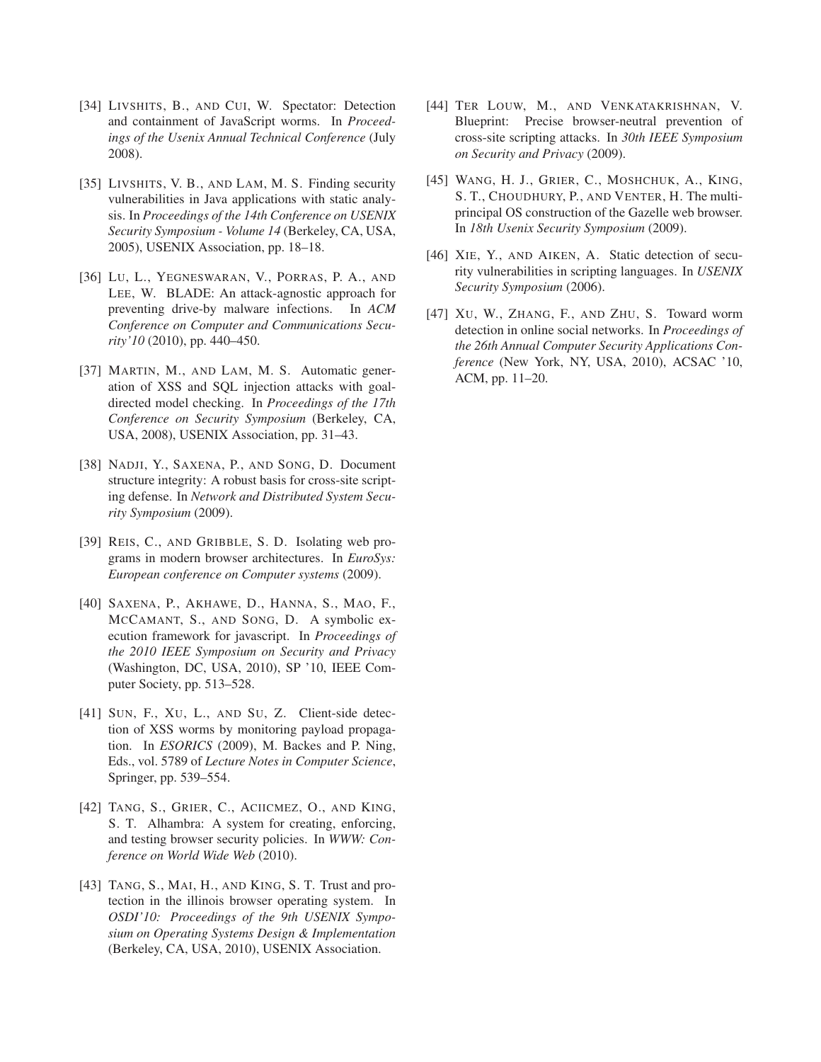[34] Livshits, B., and Cui, W. Spectator: Detection and containment of JavaScript worms. In *Proceedings of the Usenix Annual Technical Conference* (July 2008).

[35] Livshits, V. B., and Lam, M. S. Finding security vulnerabilities in Java applications with static analysis. In *Proceedings of the 14th Conference on USENIX Security Symposium - Volume 14* (Berkeley, CA, USA, 2005), USENIX Association, pp. 18–18.

[36] Lu, L., Yegneswaran, V., Porras, P. A., and Lee, W. BLADE: An attack-agnostic approach for preventing drive-by malware infections. In *ACM Conference on Computer and Communications Security'10* (2010), pp. 440–450.

[37] Martin, M., and Lam, M. S. Automatic generation of XSS and SQL injection attacks with goal-directed model checking. In *Proceedings of the 17th Conference on Security Symposium* (Berkeley, CA, USA, 2008), USENIX Association, pp. 31–43.

[38] Nadji, Y., Saxena, P., and Song, D. Document structure integrity: A robust basis for cross-site scripting defense. In *Network and Distributed System Security Symposium* (2009).

[39] Reis, C., and Gribble, S. D. Isolating web programs in modern browser architectures. In *EuroSys: European conference on Computer systems* (2009).

[40] Saxena, P., Akhawe, D., Hanna, S., Mao, F., McCamant, S., and Song, D. A symbolic execution framework for javascript. In *Proceedings of the 2010 IEEE Symposium on Security and Privacy* (Washington, DC, USA, 2010), SP '10, IEEE Computer Society, pp. 513–528.

[41] Sun, F., Xu, L., and Su, Z. Client-side detection of XSS worms by monitoring payload propagation. In *ESORICS* (2009), M. Backes and P. Ning, Eds., vol. 5789 of *Lecture Notes in Computer Science*, Springer, pp. 539–554.

[42] Tang, S., Grier, C., Aciicmez, O., and King, S. T. Alhambra: A system for creating, enforcing, and testing browser security policies. In *WWW: Conference on World Wide Web* (2010).

[43] Tang, S., Mai, H., and King, S. T. Trust and protection in the illinois browser operating system. In *OSDI'10: Proceedings of the 9th USENIX Symposium on Operating Systems Design & Implementation* (Berkeley, CA, USA, 2010), USENIX Association.

[44] Ter Louw, M., and Venkatakrishnan, V. Blueprint: Precise browser-neutral prevention of cross-site scripting attacks. In *30th IEEE Symposium on Security and Privacy* (2009).

[45] Wang, H. J., Grier, C., Moshchuk, A., King, S. T., Choudhury, P., and Venter, H. The multi-principal OS construction of the Gazelle web browser. In *18th Usenix Security Symposium* (2009).

[46] Xie, Y., and Aiken, A. Static detection of security vulnerabilities in scripting languages. In *USENIX Security Symposium* (2006).

[47] Xu, W., Zhang, F., and Zhu, S. Toward worm detection in online social networks. In *Proceedings of the 26th Annual Computer Security Applications Conference* (New York, NY, USA, 2010), ACSAC '10, ACM, pp. 11–20.